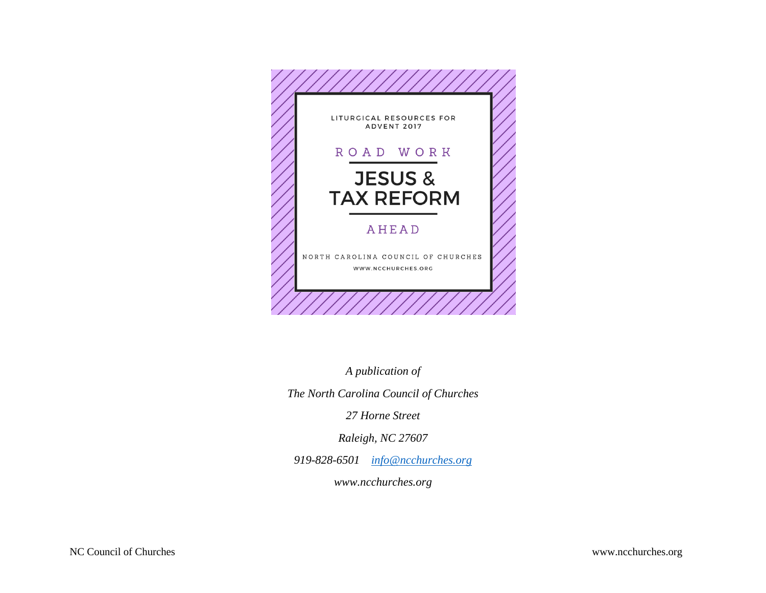LITURGICAL RESOURCES FOR ADVENT 2017

ROAD WORK

# JESUS & TAX REFORM

AHEAD

NORTH CAROLINA COUNCIL OF CHURCHES

WWW.NCCHURCHES.ORG

*A publication of*

*The North Carolina Council of Churches*

*27 Horne Street*

*Raleigh, NC 27607*

*919-828-6501   info@ncchurches.org*

*www.ncchurches.org*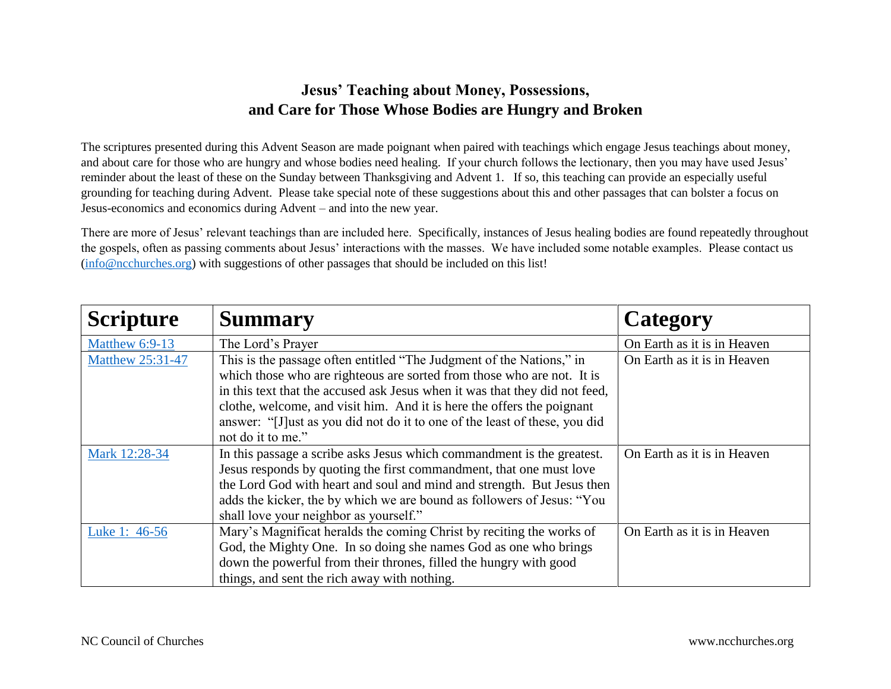## Jesus' Teaching about Money, Possessions, and Care for Those Whose Bodies are Hungry and Broken

The scriptures presented during this Advent Season are made poignant when paired with teachings which engage Jesus teachings about money, and about care for those who are hungry and whose bodies need healing. If your church follows the lectionary, then you may have used Jesus' reminder about the least of these on the Sunday between Thanksgiving and Advent 1. If so, this teaching can provide an especially useful grounding for teaching during Advent. Please take special note of these suggestions about this and other passages that can bolster a focus on Jesus-economics and economics during Advent – and into the new year.

There are more of Jesus' relevant teachings than are included here. Specifically, instances of Jesus healing bodies are found repeatedly throughout the gospels, often as passing comments about Jesus' interactions with the masses. We have included some notable examples. Please contact us (info@ncchurches.org) with suggestions of other passages that should be included on this list!

| Scripture | Summary | Category |
|---|---|---|
| Matthew 6:9-13 | The Lord's Prayer | On Earth as it is in Heaven |
| Matthew 25:31-47 | This is the passage often entitled "The Judgment of the Nations," in which those who are righteous are sorted from those who are not. It is in this text that the accused ask Jesus when it was that they did not feed, clothe, welcome, and visit him. And it is here the offers the poignant answer: "[J]ust as you did not do it to one of the least of these, you did not do it to me." | On Earth as it is in Heaven |
| Mark 12:28-34 | In this passage a scribe asks Jesus which commandment is the greatest. Jesus responds by quoting the first commandment, that one must love the Lord God with heart and soul and mind and strength. But Jesus then adds the kicker, the by which we are bound as followers of Jesus: "You shall love your neighbor as yourself." | On Earth as it is in Heaven |
| Luke 1: 46-56 | Mary's Magnificat heralds the coming Christ by reciting the works of God, the Mighty One. In so doing she names God as one who brings down the powerful from their thrones, filled the hungry with good things, and sent the rich away with nothing. | On Earth as it is in Heaven |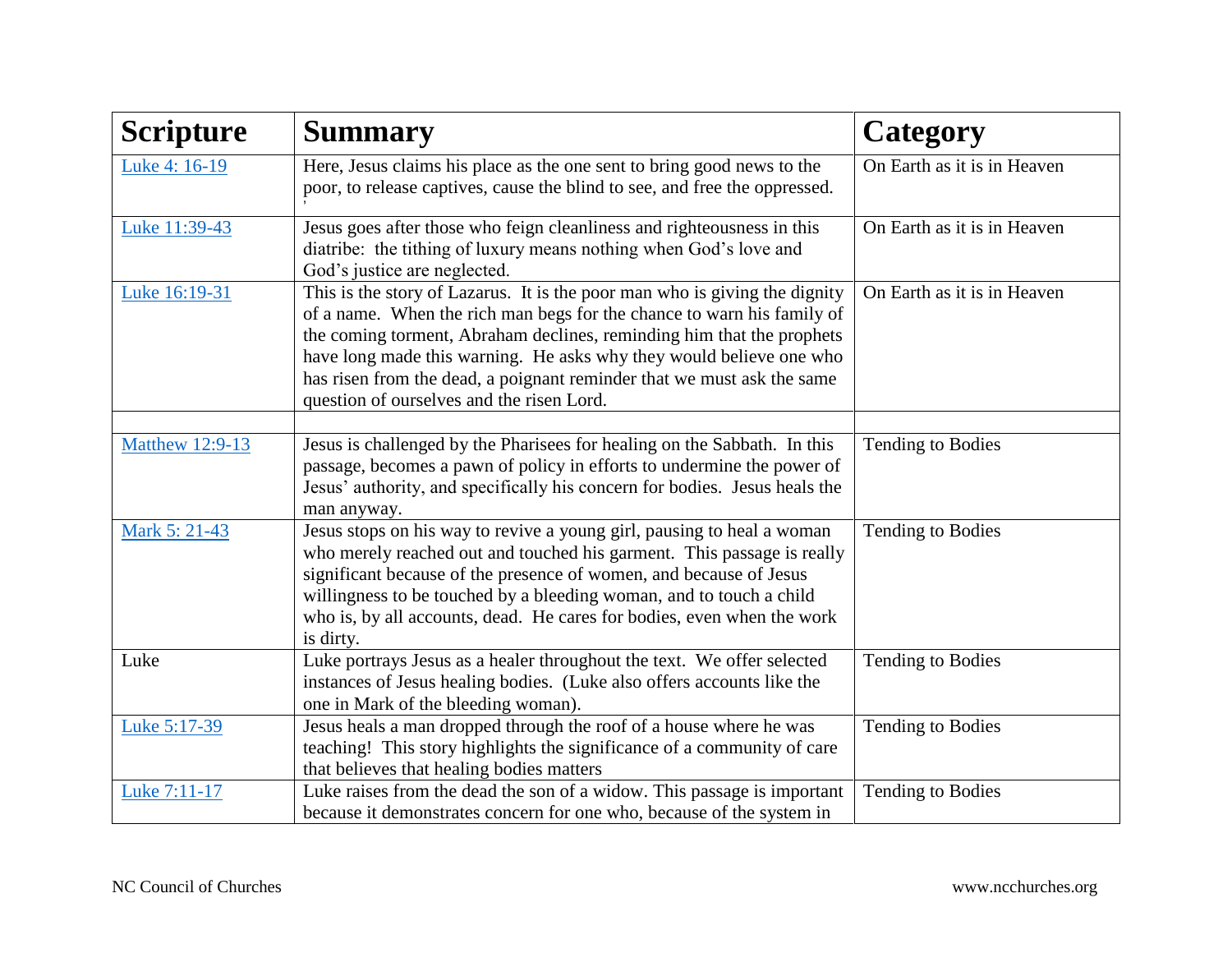| Scripture | Summary | Category |
|---|---|---|
| Luke 4: 16-19 | Here, Jesus claims his place as the one sent to bring good news to the poor, to release captives, cause the blind to see, and free the oppressed. | On Earth as it is in Heaven |
| Luke 11:39-43 | Jesus goes after those who feign cleanliness and righteousness in this diatribe: the tithing of luxury means nothing when God's love and God's justice are neglected. | On Earth as it is in Heaven |
| Luke 16:19-31 | This is the story of Lazarus. It is the poor man who is giving the dignity of a name. When the rich man begs for the chance to warn his family of the coming torment, Abraham declines, reminding him that the prophets have long made this warning. He asks why they would believe one who has risen from the dead, a poignant reminder that we must ask the same question of ourselves and the risen Lord. | On Earth as it is in Heaven |
| | | |
| Matthew 12:9-13 | Jesus is challenged by the Pharisees for healing on the Sabbath. In this passage, becomes a pawn of policy in efforts to undermine the power of Jesus' authority, and specifically his concern for bodies. Jesus heals the man anyway. | Tending to Bodies |
| Mark 5: 21-43 | Jesus stops on his way to revive a young girl, pausing to heal a woman who merely reached out and touched his garment. This passage is really significant because of the presence of women, and because of Jesus willingness to be touched by a bleeding woman, and to touch a child who is, by all accounts, dead. He cares for bodies, even when the work is dirty. | Tending to Bodies |
| Luke | Luke portrays Jesus as a healer throughout the text. We offer selected instances of Jesus healing bodies. (Luke also offers accounts like the one in Mark of the bleeding woman). | Tending to Bodies |
| Luke 5:17-39 | Jesus heals a man dropped through the roof of a house where he was teaching! This story highlights the significance of a community of care that believes that healing bodies matters | Tending to Bodies |
| Luke 7:11-17 | Luke raises from the dead the son of a widow. This passage is important because it demonstrates concern for one who, because of the system in | Tending to Bodies |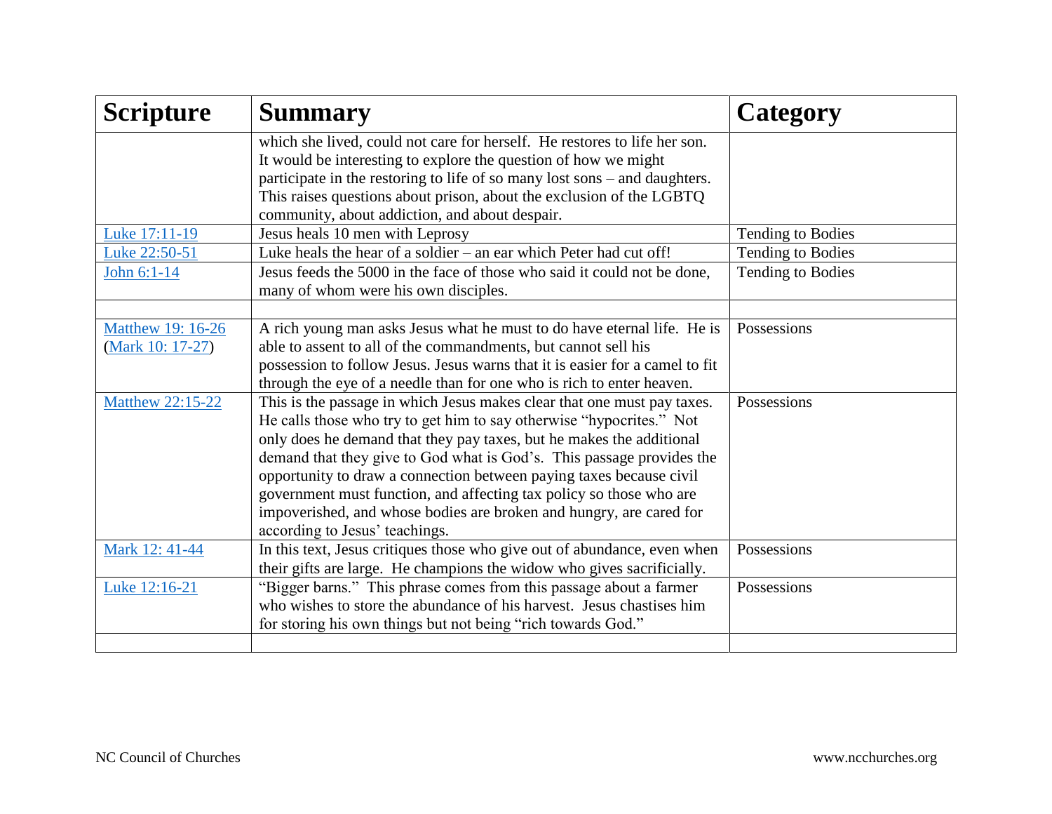| Scripture | Summary | Category |
|---|---|---|
| | which she lived, could not care for herself. He restores to life her son. It would be interesting to explore the question of how we might participate in the restoring to life of so many lost sons – and daughters. This raises questions about prison, about the exclusion of the LGBTQ community, about addiction, and about despair. | |
| Luke 17:11-19 | Jesus heals 10 men with Leprosy | Tending to Bodies |
| Luke 22:50-51 | Luke heals the hear of a soldier – an ear which Peter had cut off! | Tending to Bodies |
| John 6:1-14 | Jesus feeds the 5000 in the face of those who said it could not be done, many of whom were his own disciples. | Tending to Bodies |
| | | |
| Matthew 19: 16-26 (Mark 10: 17-27) | A rich young man asks Jesus what he must to do have eternal life. He is able to assent to all of the commandments, but cannot sell his possession to follow Jesus. Jesus warns that it is easier for a camel to fit through the eye of a needle than for one who is rich to enter heaven. | Possessions |
| Matthew 22:15-22 | This is the passage in which Jesus makes clear that one must pay taxes. He calls those who try to get him to say otherwise "hypocrites." Not only does he demand that they pay taxes, but he makes the additional demand that they give to God what is God's. This passage provides the opportunity to draw a connection between paying taxes because civil government must function, and affecting tax policy so those who are impoverished, and whose bodies are broken and hungry, are cared for according to Jesus' teachings. | Possessions |
| Mark 12: 41-44 | In this text, Jesus critiques those who give out of abundance, even when their gifts are large. He champions the widow who gives sacrificially. | Possessions |
| Luke 12:16-21 | "Bigger barns." This phrase comes from this passage about a farmer who wishes to store the abundance of his harvest. Jesus chastises him for storing his own things but not being "rich towards God." | Possessions |
| | | |